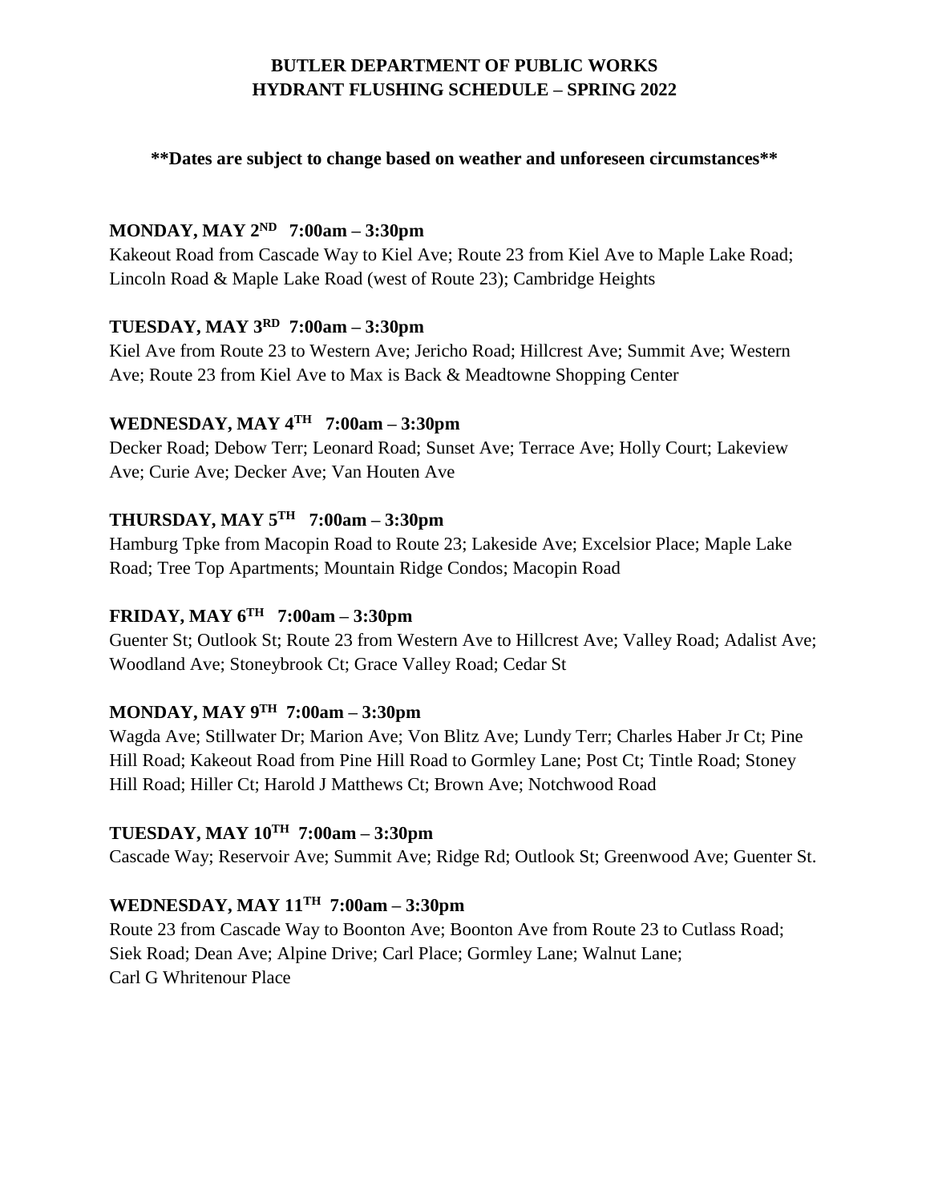# BUTLER DEPARTMENT OF PUBLIC WORKS
# HYDRANT FLUSHING SCHEDULE – SPRING 2022

**\*\*Dates are subject to change based on weather and unforeseen circumstances\*\***

### MONDAY, MAY 2ND 7:00am – 3:30pm

Kakeout Road from Cascade Way to Kiel Ave; Route 23 from Kiel Ave to Maple Lake Road; Lincoln Road & Maple Lake Road (west of Route 23); Cambridge Heights

### TUESDAY, MAY 3RD 7:00am – 3:30pm

Kiel Ave from Route 23 to Western Ave; Jericho Road; Hillcrest Ave; Summit Ave; Western Ave; Route 23 from Kiel Ave to Max is Back & Meadtowne Shopping Center

### WEDNESDAY, MAY 4TH 7:00am – 3:30pm

Decker Road; Debow Terr; Leonard Road; Sunset Ave; Terrace Ave; Holly Court; Lakeview Ave; Curie Ave; Decker Ave; Van Houten Ave

### THURSDAY, MAY 5TH 7:00am – 3:30pm

Hamburg Tpke from Macopin Road to Route 23; Lakeside Ave; Excelsior Place; Maple Lake Road; Tree Top Apartments; Mountain Ridge Condos; Macopin Road

### FRIDAY, MAY 6TH 7:00am – 3:30pm

Guenter St; Outlook St; Route 23 from Western Ave to Hillcrest Ave; Valley Road; Adalist Ave; Woodland Ave; Stoneybrook Ct; Grace Valley Road; Cedar St

### MONDAY, MAY 9TH 7:00am – 3:30pm

Wagda Ave; Stillwater Dr; Marion Ave; Von Blitz Ave; Lundy Terr; Charles Haber Jr Ct; Pine Hill Road; Kakeout Road from Pine Hill Road to Gormley Lane; Post Ct; Tintle Road; Stoney Hill Road; Hiller Ct; Harold J Matthews Ct; Brown Ave; Notchwood Road

### TUESDAY, MAY 10TH 7:00am – 3:30pm

Cascade Way; Reservoir Ave; Summit Ave; Ridge Rd; Outlook St; Greenwood Ave; Guenter St.

### WEDNESDAY, MAY 11TH 7:00am – 3:30pm

Route 23 from Cascade Way to Boonton Ave; Boonton Ave from Route 23 to Cutlass Road; Siek Road; Dean Ave; Alpine Drive; Carl Place; Gormley Lane; Walnut Lane; Carl G Whritenour Place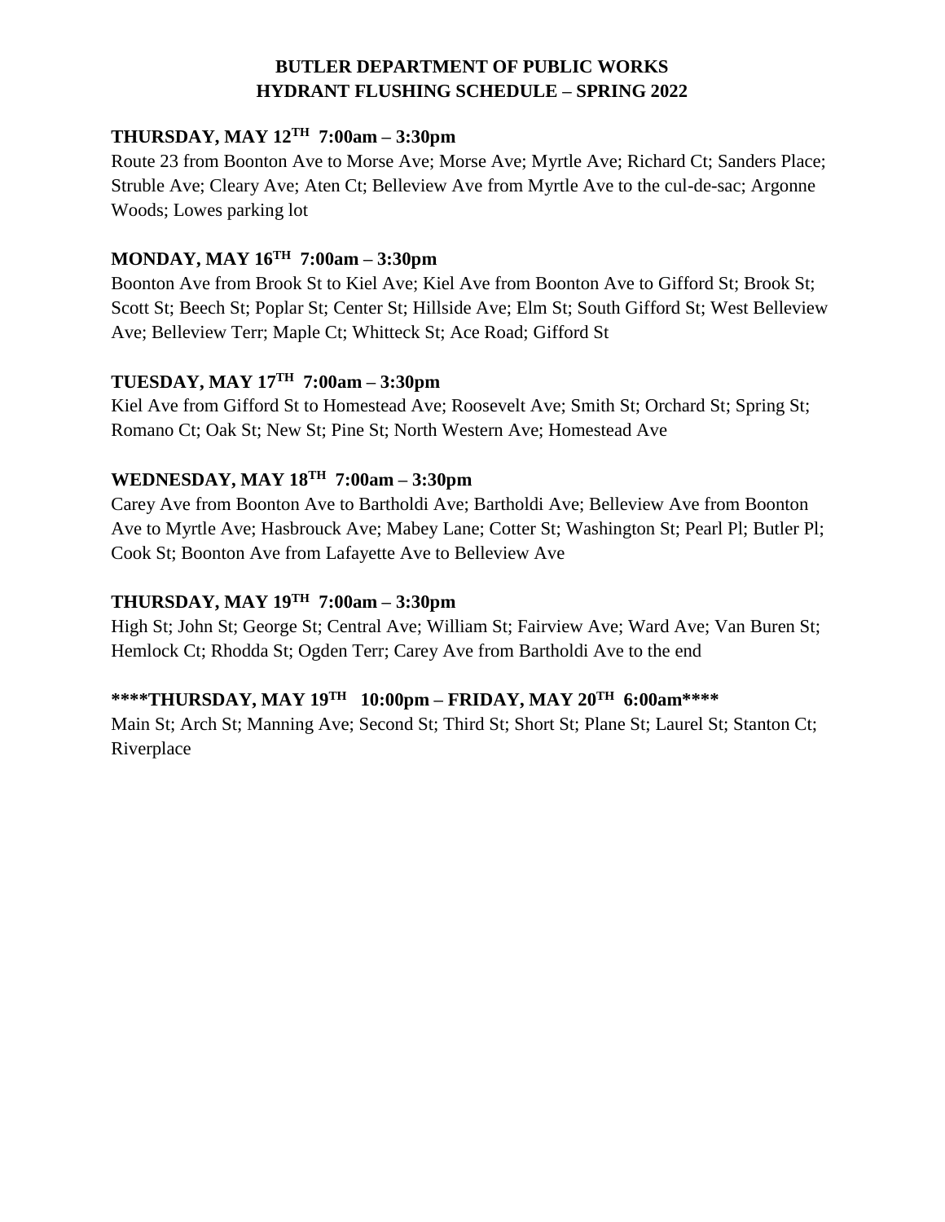# BUTLER DEPARTMENT OF PUBLIC WORKS
# HYDRANT FLUSHING SCHEDULE – SPRING 2022

## THURSDAY, MAY 12TH 7:00am – 3:30pm

Route 23 from Boonton Ave to Morse Ave; Morse Ave; Myrtle Ave; Richard Ct; Sanders Place; Struble Ave; Cleary Ave; Aten Ct; Belleview Ave from Myrtle Ave to the cul-de-sac; Argonne Woods; Lowes parking lot

## MONDAY, MAY 16TH 7:00am – 3:30pm

Boonton Ave from Brook St to Kiel Ave; Kiel Ave from Boonton Ave to Gifford St; Brook St; Scott St; Beech St; Poplar St; Center St; Hillside Ave; Elm St; South Gifford St; West Belleview Ave; Belleview Terr; Maple Ct; Whitteck St; Ace Road; Gifford St

## TUESDAY, MAY 17TH 7:00am – 3:30pm

Kiel Ave from Gifford St to Homestead Ave; Roosevelt Ave; Smith St; Orchard St; Spring St; Romano Ct; Oak St; New St; Pine St; North Western Ave; Homestead Ave

## WEDNESDAY, MAY 18TH 7:00am – 3:30pm

Carey Ave from Boonton Ave to Bartholdi Ave; Bartholdi Ave; Belleview Ave from Boonton Ave to Myrtle Ave; Hasbrouck Ave; Mabey Lane; Cotter St; Washington St; Pearl Pl; Butler Pl; Cook St; Boonton Ave from Lafayette Ave to Belleview Ave

## THURSDAY, MAY 19TH 7:00am – 3:30pm

High St; John St; George St; Central Ave; William St; Fairview Ave; Ward Ave; Van Buren St; Hemlock Ct; Rhodda St; Ogden Terr; Carey Ave from Bartholdi Ave to the end

## ****THURSDAY, MAY 19TH 10:00pm – FRIDAY, MAY 20TH 6:00am****

Main St; Arch St; Manning Ave; Second St; Third St; Short St; Plane St; Laurel St; Stanton Ct; Riverplace